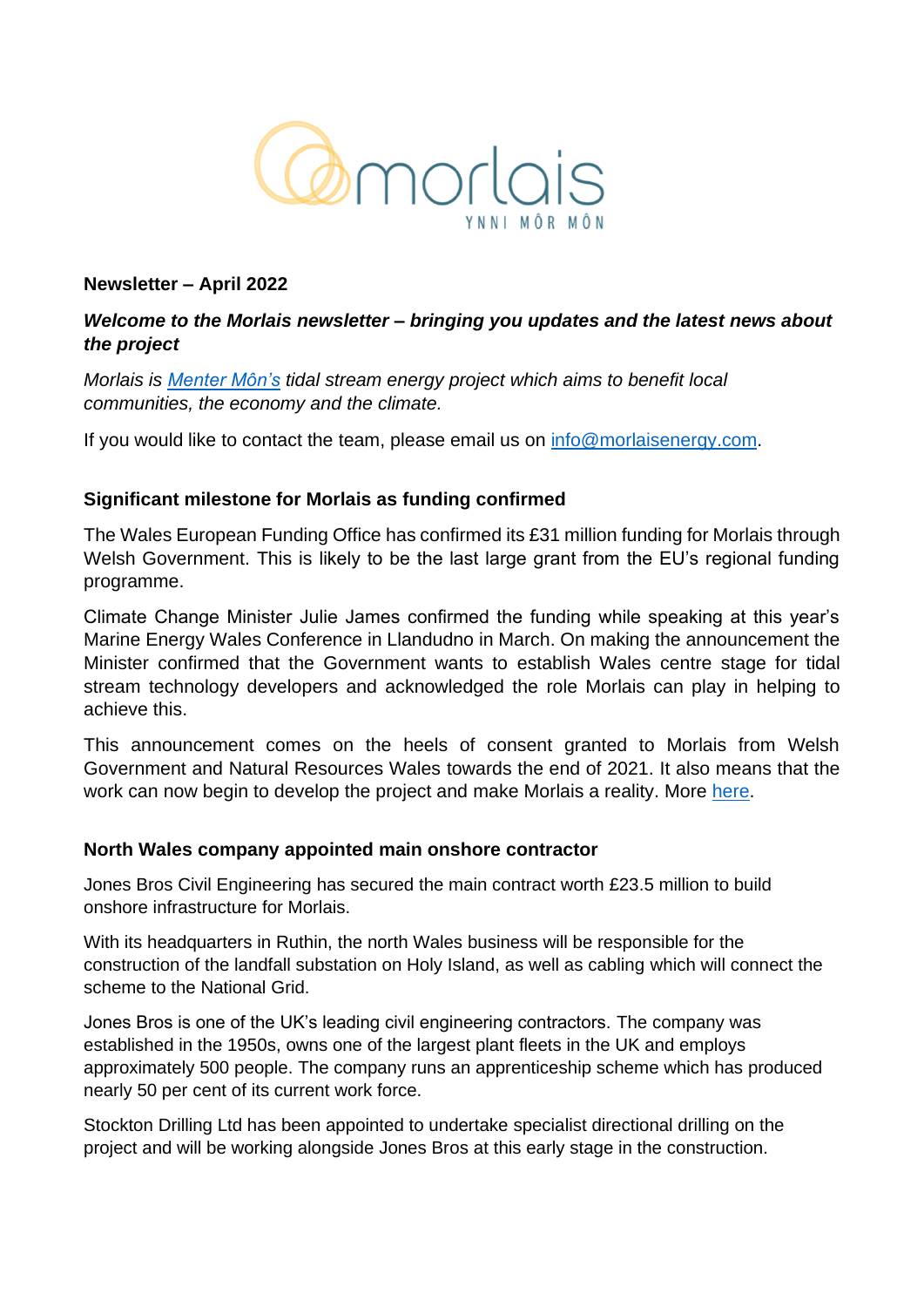morlais

YNNI MÔR MÔN

**Newsletter – April 2022**

***Welcome to the Morlais newsletter – bringing you updates and the latest news about the project***

*Morlais is [Menter Môn's](#) tidal stream energy project which aims to benefit local communities, the economy and the climate.*

If you would like to contact the team, please email us on [info@morlaisenergy.com](mailto:info@morlaisenergy.com).

**Significant milestone for Morlais as funding confirmed**

The Wales European Funding Office has confirmed its £31 million funding for Morlais through Welsh Government. This is likely to be the last large grant from the EU's regional funding programme.

Climate Change Minister Julie James confirmed the funding while speaking at this year's Marine Energy Wales Conference in Llandudno in March. On making the announcement the Minister confirmed that the Government wants to establish Wales centre stage for tidal stream technology developers and acknowledged the role Morlais can play in helping to achieve this.

This announcement comes on the heels of consent granted to Morlais from Welsh Government and Natural Resources Wales towards the end of 2021. It also means that the work can now begin to develop the project and make Morlais a reality. More [here](#).

**North Wales company appointed main onshore contractor**

Jones Bros Civil Engineering has secured the main contract worth £23.5 million to build onshore infrastructure for Morlais.

With its headquarters in Ruthin, the north Wales business will be responsible for the construction of the landfall substation on Holy Island, as well as cabling which will connect the scheme to the National Grid.

Jones Bros is one of the UK's leading civil engineering contractors. The company was established in the 1950s, owns one of the largest plant fleets in the UK and employs approximately 500 people. The company runs an apprenticeship scheme which has produced nearly 50 per cent of its current work force.

Stockton Drilling Ltd has been appointed to undertake specialist directional drilling on the project and will be working alongside Jones Bros at this early stage in the construction.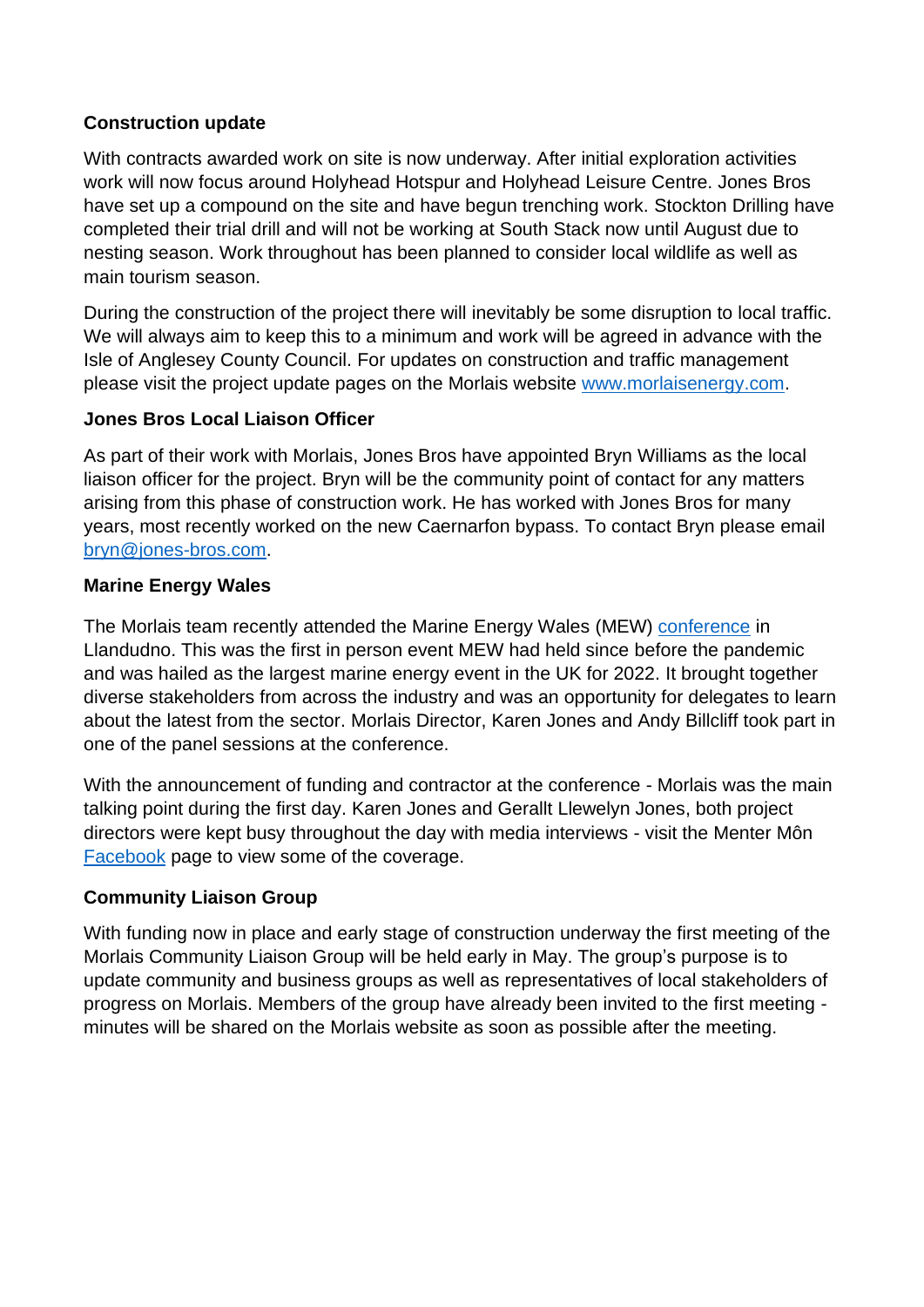**Construction update**

With contracts awarded work on site is now underway. After initial exploration activities work will now focus around Holyhead Hotspur and Holyhead Leisure Centre. Jones Bros have set up a compound on the site and have begun trenching work. Stockton Drilling have completed their trial drill and will not be working at South Stack now until August due to nesting season. Work throughout has been planned to consider local wildlife as well as main tourism season.

During the construction of the project there will inevitably be some disruption to local traffic. We will always aim to keep this to a minimum and work will be agreed in advance with the Isle of Anglesey County Council. For updates on construction and traffic management please visit the project update pages on the Morlais website [www.morlaisenergy.com](http://www.morlaisenergy.com).

**Jones Bros Local Liaison Officer**

As part of their work with Morlais, Jones Bros have appointed Bryn Williams as the local liaison officer for the project. Bryn will be the community point of contact for any matters arising from this phase of construction work. He has worked with Jones Bros for many years, most recently worked on the new Caernarfon bypass. To contact Bryn please email [bryn@jones-bros.com](mailto:bryn@jones-bros.com).

**Marine Energy Wales**

The Morlais team recently attended the Marine Energy Wales (MEW) conference in Llandudno. This was the first in person event MEW had held since before the pandemic and was hailed as the largest marine energy event in the UK for 2022. It brought together diverse stakeholders from across the industry and was an opportunity for delegates to learn about the latest from the sector. Morlais Director, Karen Jones and Andy Billcliff took part in one of the panel sessions at the conference.

With the announcement of funding and contractor at the conference - Morlais was the main talking point during the first day. Karen Jones and Gerallt Llewelyn Jones, both project directors were kept busy throughout the day with media interviews - visit the Menter Môn Facebook page to view some of the coverage.

**Community Liaison Group**

With funding now in place and early stage of construction underway the first meeting of the Morlais Community Liaison Group will be held early in May. The group's purpose is to update community and business groups as well as representatives of local stakeholders of progress on Morlais. Members of the group have already been invited to the first meeting - minutes will be shared on the Morlais website as soon as possible after the meeting.